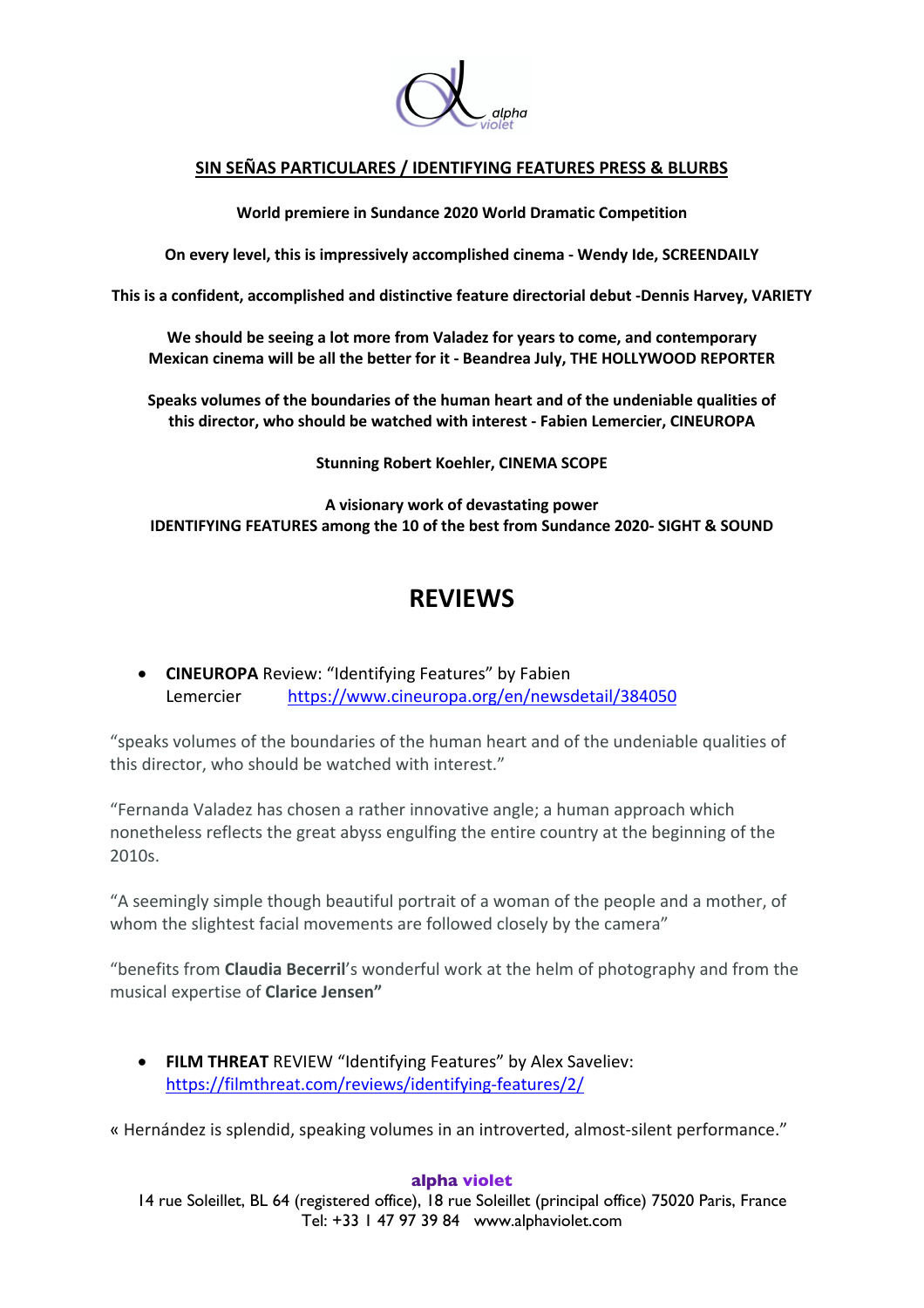alpha violet

**SIN SEÑAS PARTICULARES / IDENTIFYING FEATURES PRESS & BLURBS**

**World premiere in Sundance 2020 World Dramatic Competition**

**On every level, this is impressively accomplished cinema - Wendy Ide, SCREENDAILY**

**This is a confident, accomplished and distinctive feature directorial debut -Dennis Harvey, VARIETY**

**We should be seeing a lot more from Valadez for years to come, and contemporary Mexican cinema will be all the better for it - Beandrea July, THE HOLLYWOOD REPORTER**

**Speaks volumes of the boundaries of the human heart and of the undeniable qualities of this director, who should be watched with interest - Fabien Lemercier, CINEUROPA**

**Stunning Robert Koehler, CINEMA SCOPE**

**A visionary work of devastating power**
**IDENTIFYING FEATURES among the 10 of the best from Sundance 2020- SIGHT & SOUND**

## REVIEWS

- **CINEUROPA** Review: "Identifying Features" by Fabien Lemercier https://www.cineuropa.org/en/newsdetail/384050

"speaks volumes of the boundaries of the human heart and of the undeniable qualities of this director, who should be watched with interest."

"Fernanda Valadez has chosen a rather innovative angle; a human approach which nonetheless reflects the great abyss engulfing the entire country at the beginning of the 2010s.

"A seemingly simple though beautiful portrait of a woman of the people and a mother, of whom the slightest facial movements are followed closely by the camera"

"benefits from **Claudia Becerril**'s wonderful work at the helm of photography and from the musical expertise of **Clarice Jensen"**

- **FILM THREAT** REVIEW "Identifying Features" by Alex Saveliev: https://filmthreat.com/reviews/identifying-features/2/

« Hernández is splendid, speaking volumes in an introverted, almost-silent performance."

**alpha violet**
14 rue Soleillet, BL 64 (registered office), 18 rue Soleillet (principal office) 75020 Paris, France
Tel: +33 1 47 97 39 84 www.alphaviolet.com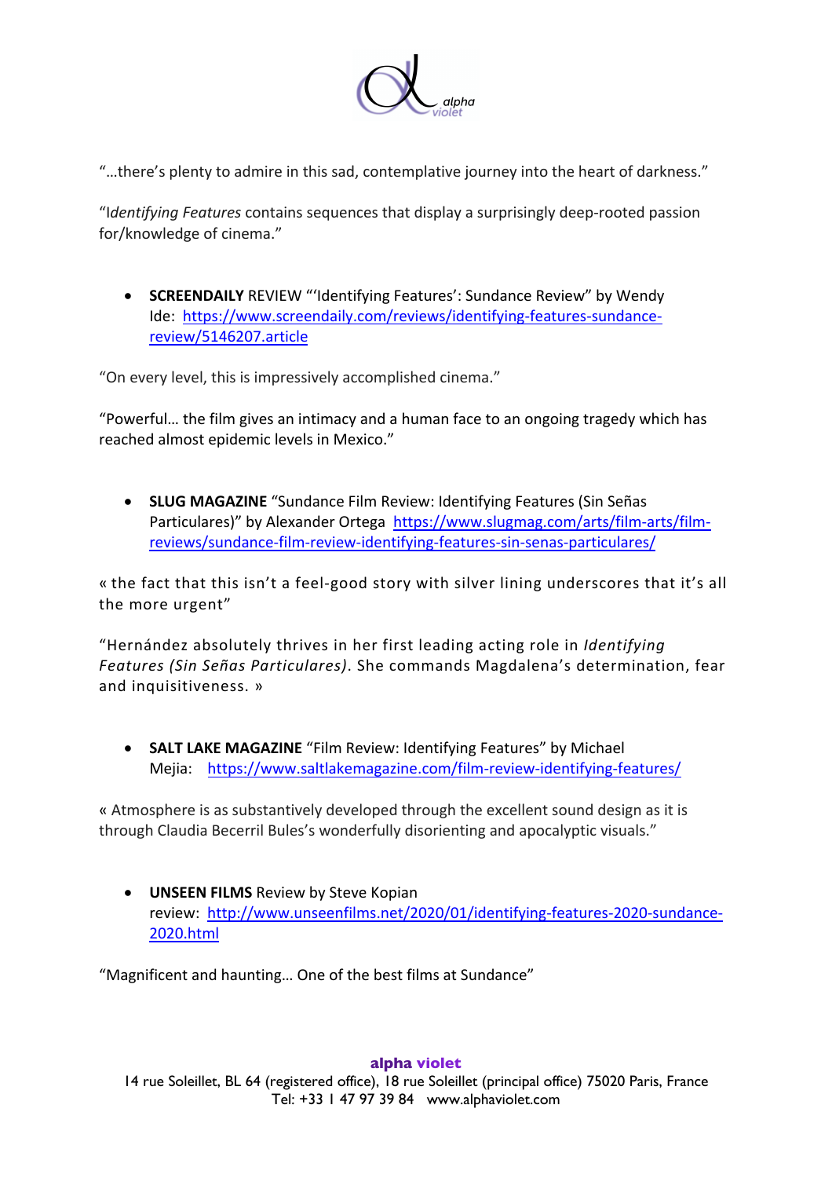"…there's plenty to admire in this sad, contemplative journey into the heart of darkness."

"I*dentifying Features* contains sequences that display a surprisingly deep-rooted passion for/knowledge of cinema."

- **SCREENDAILY** REVIEW "'Identifying Features': Sundance Review" by Wendy Ide: https://www.screendaily.com/reviews/identifying-features-sundance-review/5146207.article

"On every level, this is impressively accomplished cinema."

"Powerful… the film gives an intimacy and a human face to an ongoing tragedy which has reached almost epidemic levels in Mexico."

- **SLUG MAGAZINE** "Sundance Film Review: Identifying Features (Sin Señas Particulares)" by Alexander Ortega https://www.slugmag.com/arts/film-arts/film-reviews/sundance-film-review-identifying-features-sin-senas-particulares/

« the fact that this isn't a feel-good story with silver lining underscores that it's all the more urgent"

"Hernández absolutely thrives in her first leading acting role in *Identifying Features (Sin Señas Particulares)*. She commands Magdalena's determination, fear and inquisitiveness. »

- **SALT LAKE MAGAZINE** "Film Review: Identifying Features" by Michael Mejia: https://www.saltlakemagazine.com/film-review-identifying-features/

« Atmosphere is as substantively developed through the excellent sound design as it is through Claudia Becerril Bules's wonderfully disorienting and apocalyptic visuals."

- **UNSEEN FILMS** Review by Steve Kopian review: http://www.unseenfilms.net/2020/01/identifying-features-2020-sundance-2020.html

"Magnificent and haunting… One of the best films at Sundance"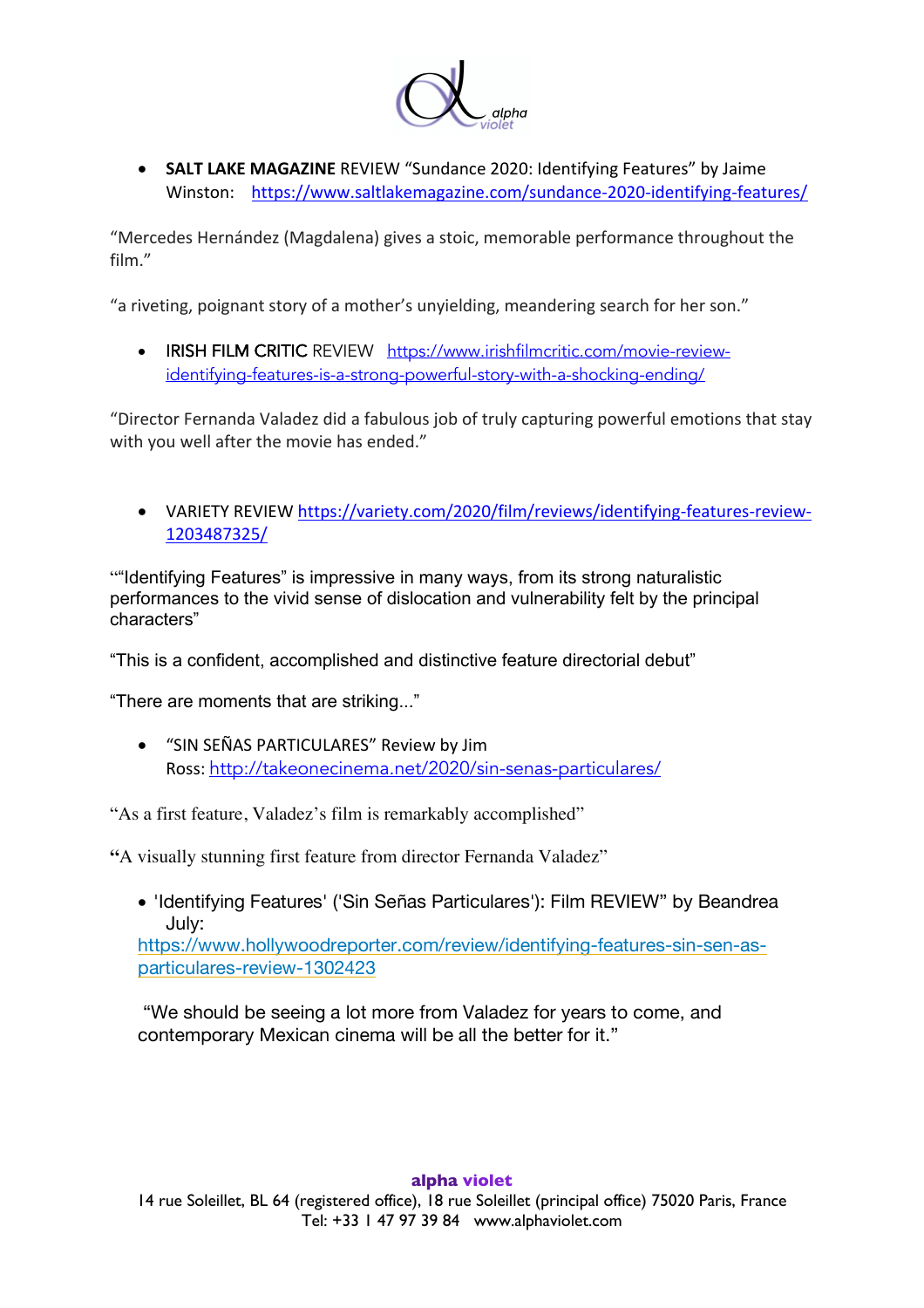- **SALT LAKE MAGAZINE** REVIEW “Sundance 2020: Identifying Features” by Jaime Winston: https://www.saltlakemagazine.com/sundance-2020-identifying-features/

“Mercedes Hernández (Magdalena) gives a stoic, memorable performance throughout the film.”

“a riveting, poignant story of a mother’s unyielding, meandering search for her son.”

- IRISH FILM CRITIC REVIEW https://www.irishfilmcritic.com/movie-review-identifying-features-is-a-strong-powerful-story-with-a-shocking-ending/

“Director Fernanda Valadez did a fabulous job of truly capturing powerful emotions that stay with you well after the movie has ended.”

- VARIETY REVIEW https://variety.com/2020/film/reviews/identifying-features-review-1203487325/

““Identifying Features” is impressive in many ways, from its strong naturalistic performances to the vivid sense of dislocation and vulnerability felt by the principal characters”

“This is a confident, accomplished and distinctive feature directorial debut”

“There are moments that are striking...”

- “SIN SEÑAS PARTICULARES” Review by Jim Ross: http://takeonecinema.net/2020/sin-senas-particulares/

“As a first feature, Valadez’s film is remarkably accomplished”

**“**A visually stunning first feature from director Fernanda Valadez”

- 'Identifying Features' ('Sin Señas Particulares'): Film REVIEW” by Beandrea July:

https://www.hollywoodreporter.com/review/identifying-features-sin-sen-as-particulares-review-1302423

“We should be seeing a lot more from Valadez for years to come, and contemporary Mexican cinema will be all the better for it.”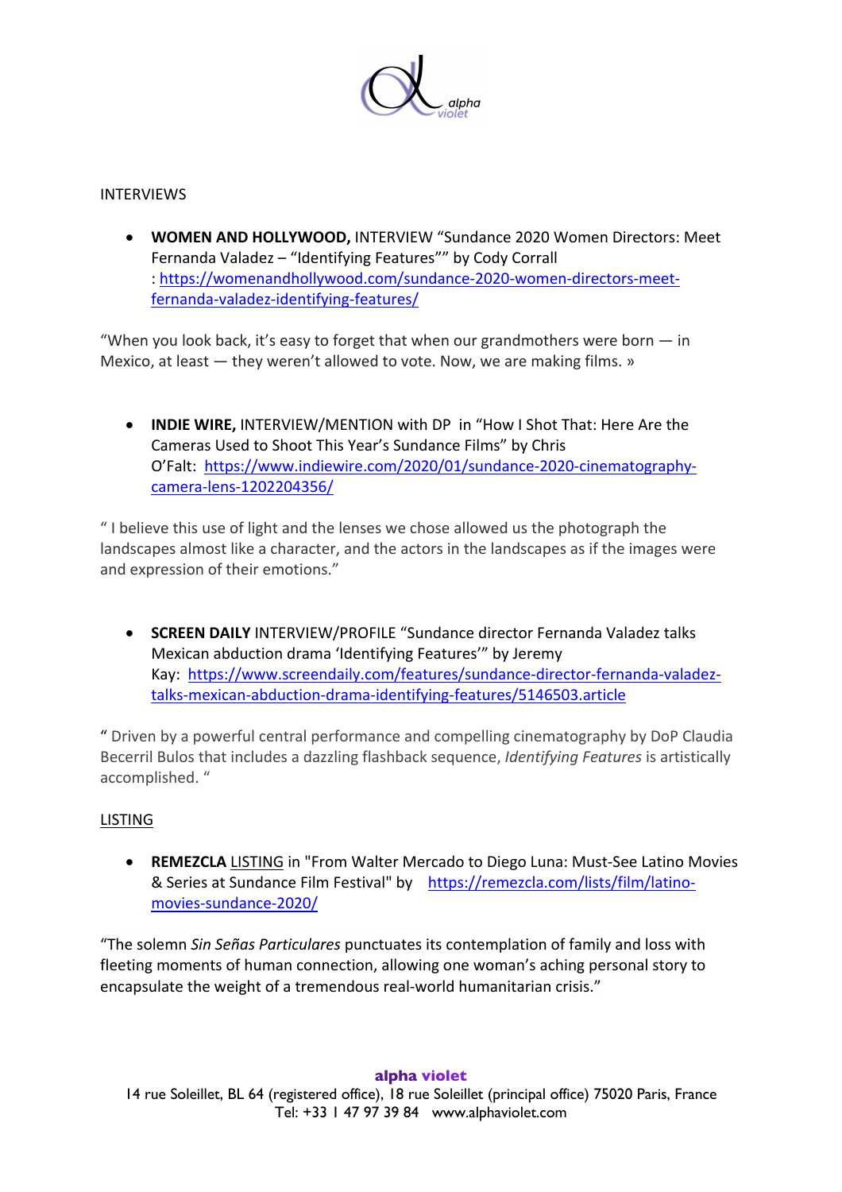INTERVIEWS

- **WOMEN AND HOLLYWOOD,** INTERVIEW “Sundance 2020 Women Directors: Meet Fernanda Valadez – “Identifying Features”” by Cody Corrall : https://womenandhollywood.com/sundance-2020-women-directors-meet-fernanda-valadez-identifying-features/

“When you look back, it’s easy to forget that when our grandmothers were born — in Mexico, at least — they weren’t allowed to vote. Now, we are making films. »

- **INDIE WIRE,** INTERVIEW/MENTION with DP in “How I Shot That: Here Are the Cameras Used to Shoot This Year’s Sundance Films” by Chris O’Falt: https://www.indiewire.com/2020/01/sundance-2020-cinematography-camera-lens-1202204356/

“ I believe this use of light and the lenses we chose allowed us the photograph the landscapes almost like a character, and the actors in the landscapes as if the images were and expression of their emotions.”

- **SCREEN DAILY** INTERVIEW/PROFILE “Sundance director Fernanda Valadez talks Mexican abduction drama ‘Identifying Features’” by Jeremy Kay: https://www.screendaily.com/features/sundance-director-fernanda-valadez-talks-mexican-abduction-drama-identifying-features/5146503.article

“ Driven by a powerful central performance and compelling cinematography by DoP Claudia Becerril Bulos that includes a dazzling flashback sequence, *Identifying Features* is artistically accomplished. “

LISTING

- **REMEZCLA** LISTING in "From Walter Mercado to Diego Luna: Must-See Latino Movies & Series at Sundance Film Festival" by https://remezcla.com/lists/film/latino-movies-sundance-2020/

“The solemn *Sin Señas Particulares* punctuates its contemplation of family and loss with fleeting moments of human connection, allowing one woman’s aching personal story to encapsulate the weight of a tremendous real-world humanitarian crisis.”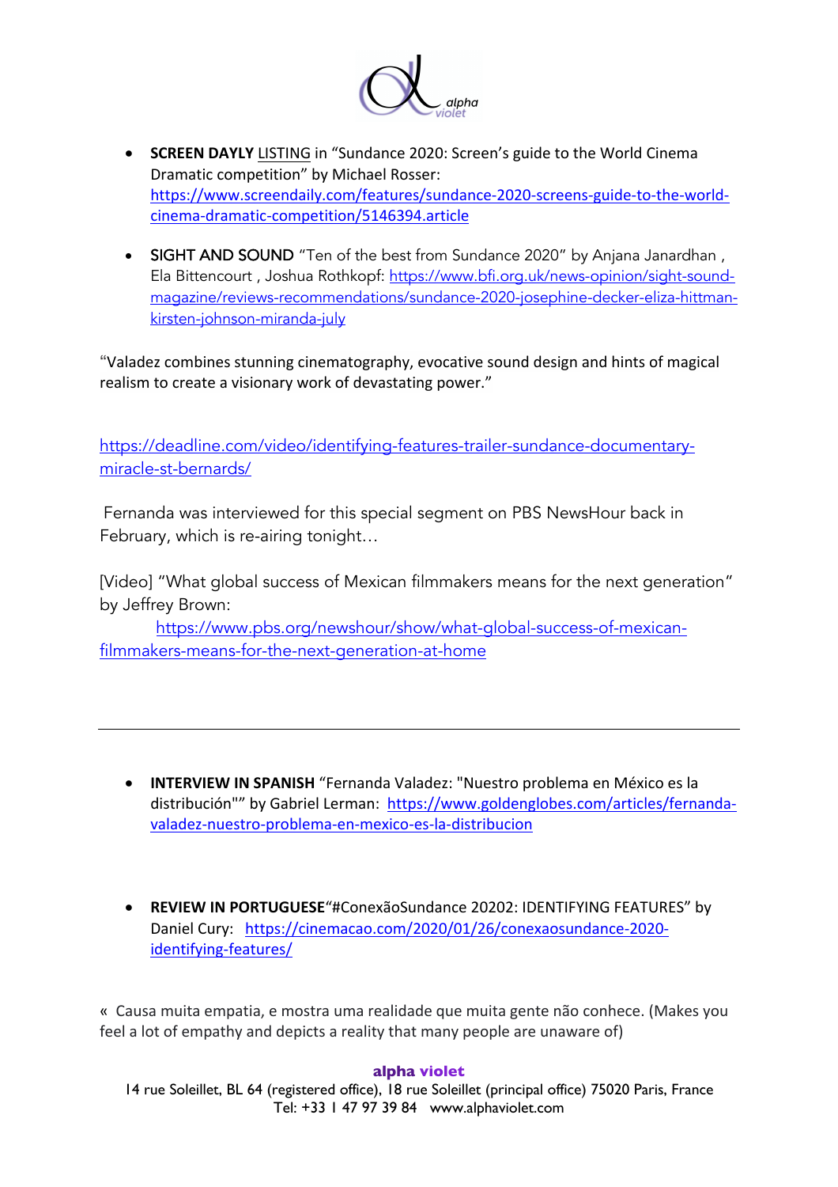- **SCREEN DAYLY** LISTING in "Sundance 2020: Screen's guide to the World Cinema Dramatic competition" by Michael Rosser: https://www.screendaily.com/features/sundance-2020-screens-guide-to-the-world-cinema-dramatic-competition/5146394.article

- SIGHT AND SOUND "Ten of the best from Sundance 2020" by Anjana Janardhan , Ela Bittencourt , Joshua Rothkopf: https://www.bfi.org.uk/news-opinion/sight-sound-magazine/reviews-recommendations/sundance-2020-josephine-decker-eliza-hittman-kirsten-johnson-miranda-july

"Valadez combines stunning cinematography, evocative sound design and hints of magical realism to create a visionary work of devastating power."

https://deadline.com/video/identifying-features-trailer-sundance-documentary-miracle-st-bernards/

Fernanda was interviewed for this special segment on PBS NewsHour back in February, which is re-airing tonight…

[Video] "What global success of Mexican filmmakers means for the next generation" by Jeffrey Brown:
https://www.pbs.org/newshour/show/what-global-success-of-mexican-filmmakers-means-for-the-next-generation-at-home

---

- **INTERVIEW IN SPANISH** "Fernanda Valadez: "Nuestro problema en México es la distribución"" by Gabriel Lerman: https://www.goldenglobes.com/articles/fernanda-valadez-nuestro-problema-en-mexico-es-la-distribucion

- **REVIEW IN PORTUGUESE**"#ConexãoSundance 20202: IDENTIFYING FEATURES" by Daniel Cury: https://cinemacao.com/2020/01/26/conexaosundance-2020-identifying-features/

« Causa muita empatia, e mostra uma realidade que muita gente não conhece. (Makes you feel a lot of empathy and depicts a reality that many people are unaware of)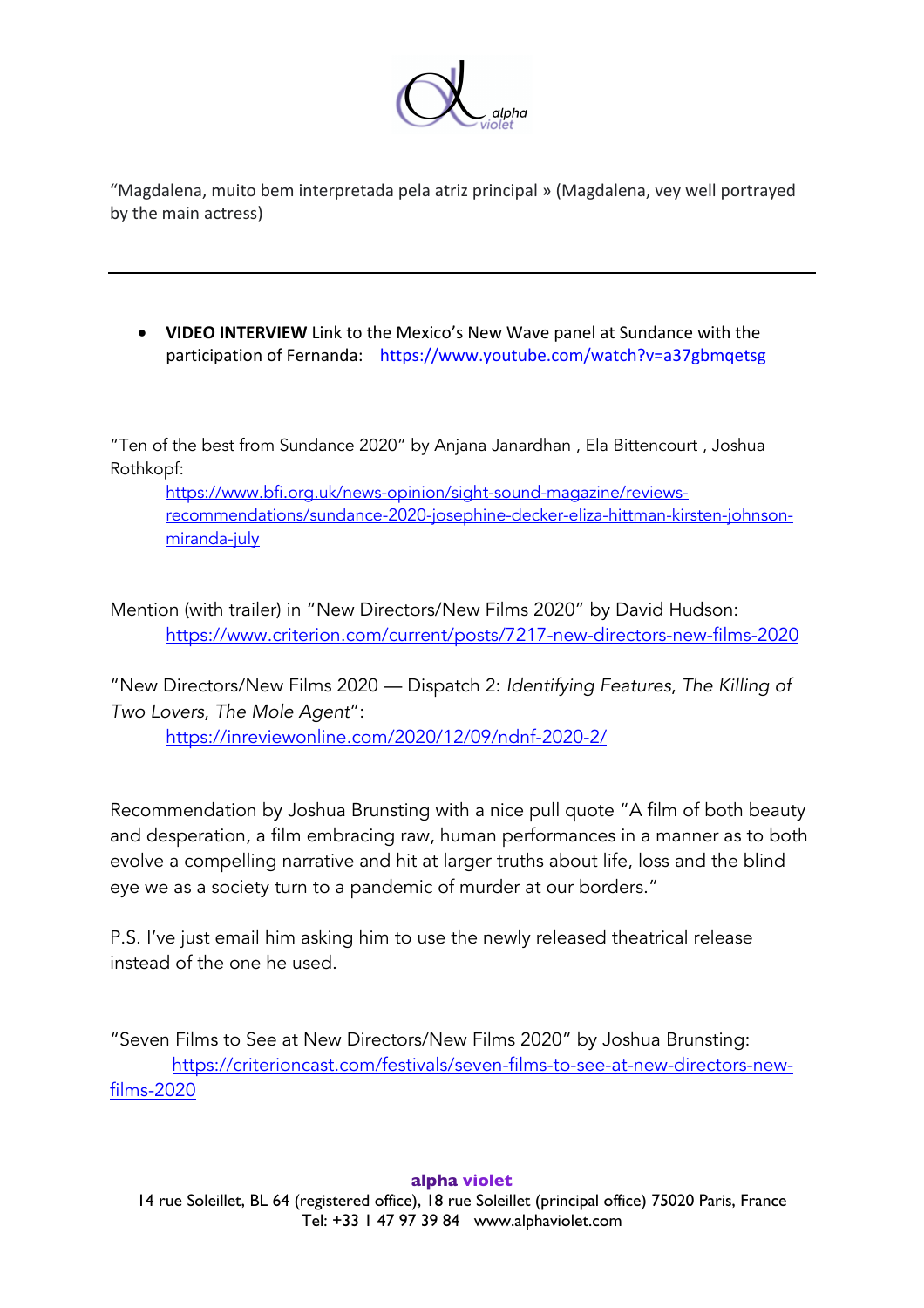"Magdalena, muito bem interpretada pela atriz principal » (Magdalena, vey well portrayed by the main actress)

---

- **VIDEO INTERVIEW** Link to the Mexico's New Wave panel at Sundance with the participation of Fernanda: https://www.youtube.com/watch?v=a37gbmqetsg

"Ten of the best from Sundance 2020" by Anjana Janardhan , Ela Bittencourt , Joshua Rothkopf:
https://www.bfi.org.uk/news-opinion/sight-sound-magazine/reviews-recommendations/sundance-2020-josephine-decker-eliza-hittman-kirsten-johnson-miranda-july

Mention (with trailer) in "New Directors/New Films 2020" by David Hudson:
https://www.criterion.com/current/posts/7217-new-directors-new-films-2020

"New Directors/New Films 2020 — Dispatch 2: *Identifying Features*, *The Killing of Two Lovers*, *The Mole Agent*":
https://inreviewonline.com/2020/12/09/ndnf-2020-2/

Recommendation by Joshua Brunsting with a nice pull quote "A film of both beauty and desperation, a film embracing raw, human performances in a manner as to both evolve a compelling narrative and hit at larger truths about life, loss and the blind eye we as a society turn to a pandemic of murder at our borders."

P.S. I've just email him asking him to use the newly released theatrical release instead of the one he used.

"Seven Films to See at New Directors/New Films 2020" by Joshua Brunsting:
https://criterioncast.com/festivals/seven-films-to-see-at-new-directors-new-films-2020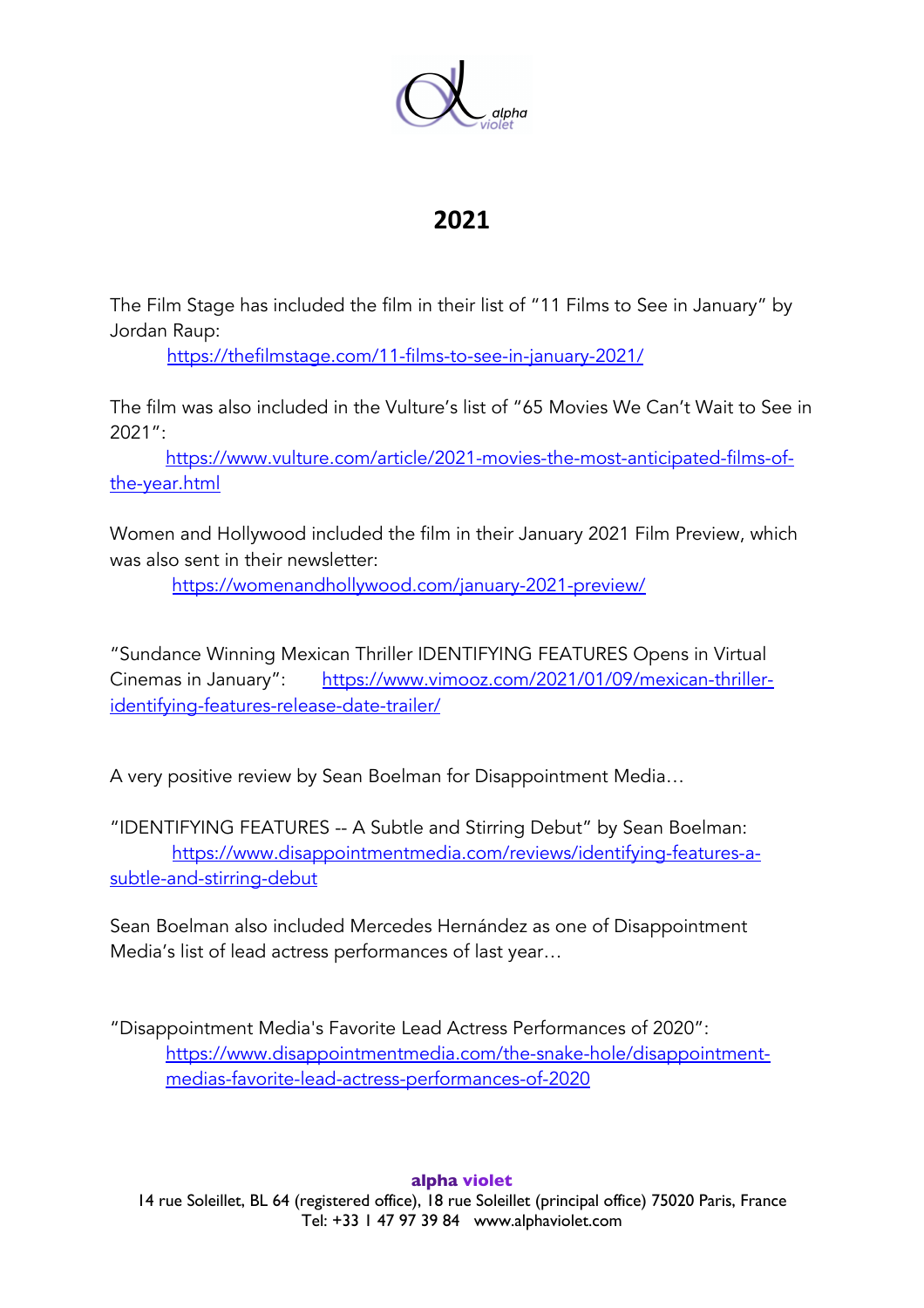# 2021

The Film Stage has included the film in their list of "11 Films to See in January" by Jordan Raup:

https://thefilmstage.com/11-films-to-see-in-january-2021/

The film was also included in the Vulture's list of "65 Movies We Can't Wait to See in 2021":

https://www.vulture.com/article/2021-movies-the-most-anticipated-films-of-the-year.html

Women and Hollywood included the film in their January 2021 Film Preview, which was also sent in their newsletter:

https://womenandhollywood.com/january-2021-preview/

"Sundance Winning Mexican Thriller IDENTIFYING FEATURES Opens in Virtual Cinemas in January": https://www.vimooz.com/2021/01/09/mexican-thriller-identifying-features-release-date-trailer/

A very positive review by Sean Boelman for Disappointment Media…

"IDENTIFYING FEATURES -- A Subtle and Stirring Debut" by Sean Boelman:

https://www.disappointmentmedia.com/reviews/identifying-features-a-subtle-and-stirring-debut

Sean Boelman also included Mercedes Hernández as one of Disappointment Media's list of lead actress performances of last year…

"Disappointment Media's Favorite Lead Actress Performances of 2020":

https://www.disappointmentmedia.com/the-snake-hole/disappointment-medias-favorite-lead-actress-performances-of-2020